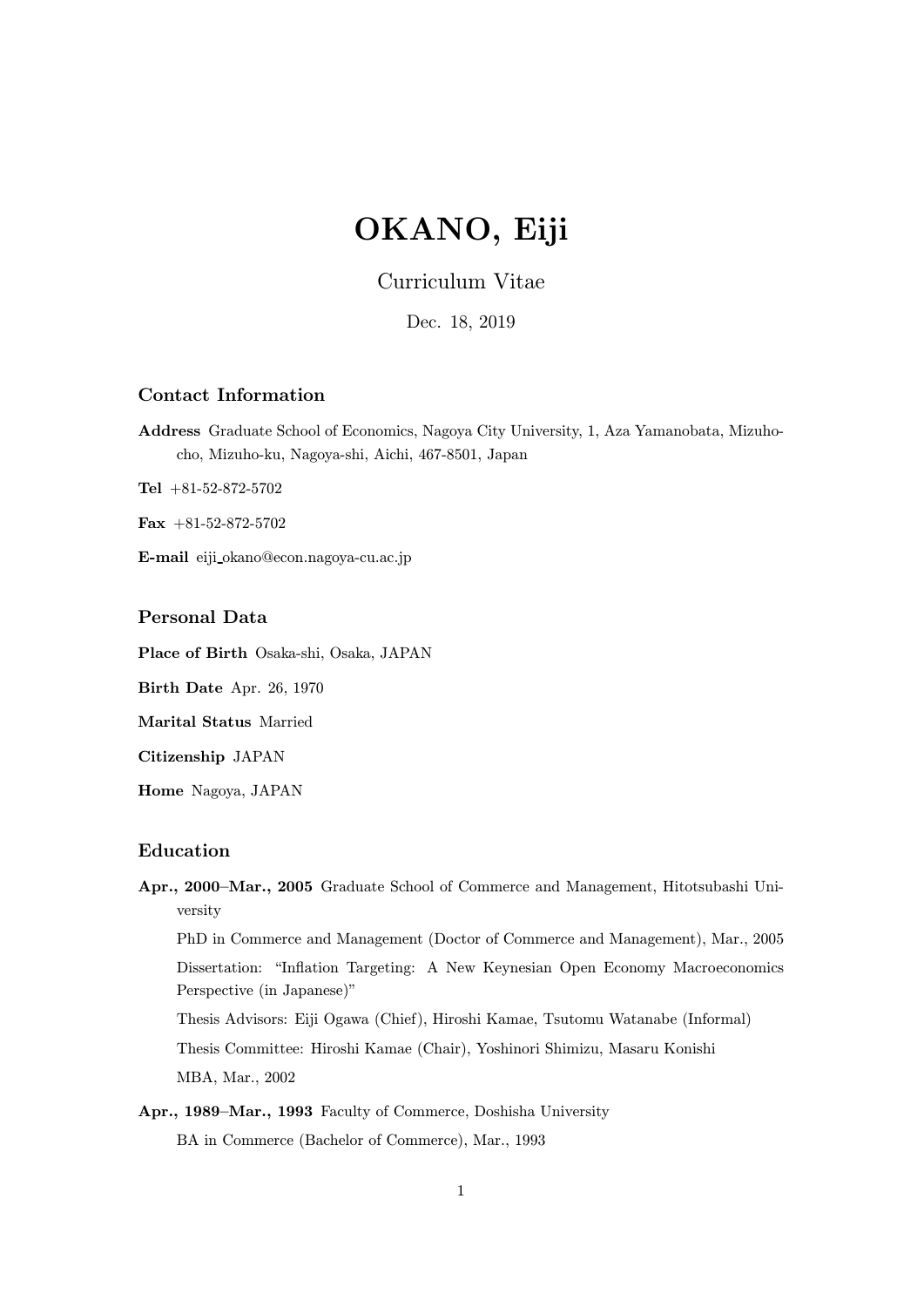# OKANO, Eiji

Curriculum Vitae

Dec. 18, 2019

## Contact Information

**Address** Graduate School of Economics, Nagoya City University, 1, Aza Yamanobata, Mizuho-cho, Mizuho-ku, Nagoya-shi, Aichi, 467-8501, Japan

**Tel** +81-52-872-5702

**Fax** +81-52-872-5702

**E-mail** eiji_okano@econ.nagoya-cu.ac.jp

## Personal Data

**Place of Birth** Osaka-shi, Osaka, JAPAN

**Birth Date** Apr. 26, 1970

**Marital Status** Married

**Citizenship** JAPAN

**Home** Nagoya, JAPAN

## Education

**Apr., 2000–Mar., 2005** Graduate School of Commerce and Management, Hitotsubashi University

PhD in Commerce and Management (Doctor of Commerce and Management), Mar., 2005

Dissertation: "Inflation Targeting: A New Keynesian Open Economy Macroeconomics Perspective (in Japanese)"

Thesis Advisors: Eiji Ogawa (Chief), Hiroshi Kamae, Tsutomu Watanabe (Informal)

Thesis Committee: Hiroshi Kamae (Chair), Yoshinori Shimizu, Masaru Konishi

MBA, Mar., 2002

**Apr., 1989–Mar., 1993** Faculty of Commerce, Doshisha University

BA in Commerce (Bachelor of Commerce), Mar., 1993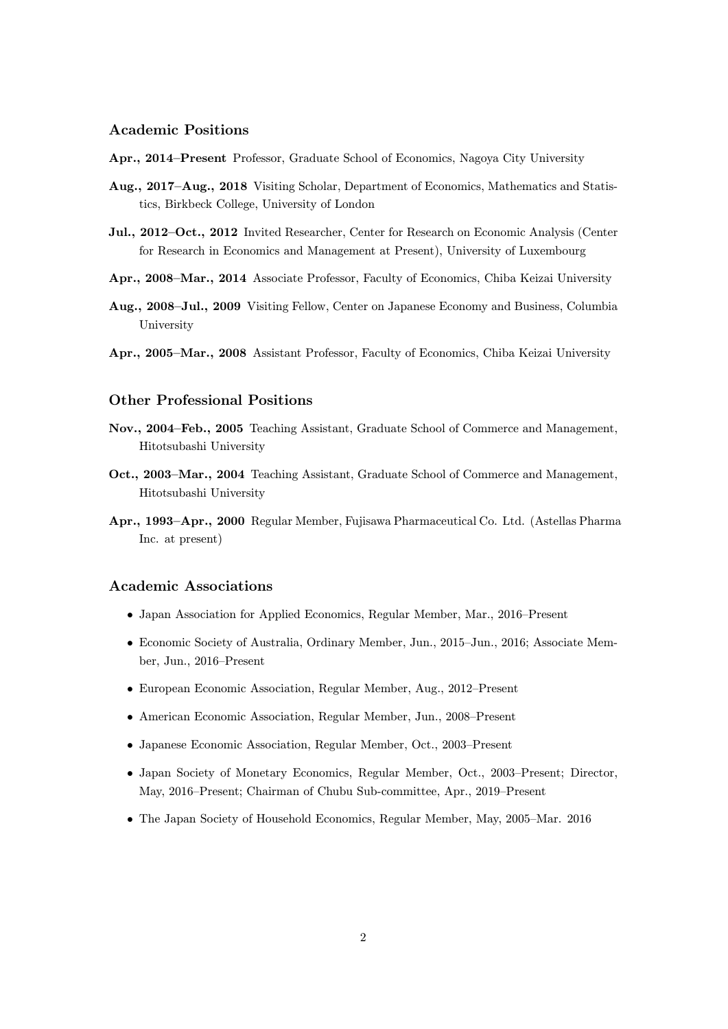## Academic Positions

**Apr., 2014–Present** Professor, Graduate School of Economics, Nagoya City University

**Aug., 2017–Aug., 2018** Visiting Scholar, Department of Economics, Mathematics and Statistics, Birkbeck College, University of London

**Jul., 2012–Oct., 2012** Invited Researcher, Center for Research on Economic Analysis (Center for Research in Economics and Management at Present), University of Luxembourg

**Apr., 2008–Mar., 2014** Associate Professor, Faculty of Economics, Chiba Keizai University

**Aug., 2008–Jul., 2009** Visiting Fellow, Center on Japanese Economy and Business, Columbia University

**Apr., 2005–Mar., 2008** Assistant Professor, Faculty of Economics, Chiba Keizai University

## Other Professional Positions

**Nov., 2004–Feb., 2005** Teaching Assistant, Graduate School of Commerce and Management, Hitotsubashi University

**Oct., 2003–Mar., 2004** Teaching Assistant, Graduate School of Commerce and Management, Hitotsubashi University

**Apr., 1993–Apr., 2000** Regular Member, Fujisawa Pharmaceutical Co. Ltd. (Astellas Pharma Inc. at present)

## Academic Associations

- Japan Association for Applied Economics, Regular Member, Mar., 2016–Present
- Economic Society of Australia, Ordinary Member, Jun., 2015–Jun., 2016; Associate Member, Jun., 2016–Present
- European Economic Association, Regular Member, Aug., 2012–Present
- American Economic Association, Regular Member, Jun., 2008–Present
- Japanese Economic Association, Regular Member, Oct., 2003–Present
- Japan Society of Monetary Economics, Regular Member, Oct., 2003–Present; Director, May, 2016–Present; Chairman of Chubu Sub-committee, Apr., 2019–Present
- The Japan Society of Household Economics, Regular Member, May, 2005–Mar. 2016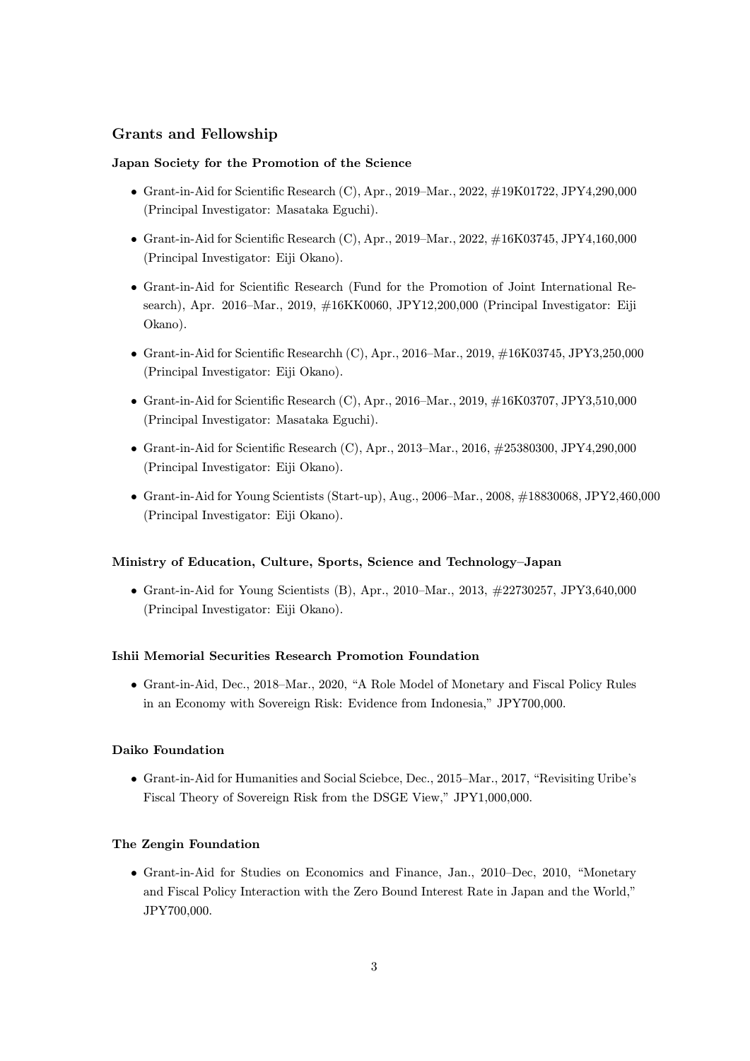## Grants and Fellowship

### Japan Society for the Promotion of the Science

- Grant-in-Aid for Scientific Research (C), Apr., 2019–Mar., 2022, #19K01722, JPY4,290,000 (Principal Investigator: Masataka Eguchi).
- Grant-in-Aid for Scientific Research (C), Apr., 2019–Mar., 2022, #16K03745, JPY4,160,000 (Principal Investigator: Eiji Okano).
- Grant-in-Aid for Scientific Research (Fund for the Promotion of Joint International Research), Apr. 2016–Mar., 2019, #16KK0060, JPY12,200,000 (Principal Investigator: Eiji Okano).
- Grant-in-Aid for Scientific Researchh (C), Apr., 2016–Mar., 2019, #16K03745, JPY3,250,000 (Principal Investigator: Eiji Okano).
- Grant-in-Aid for Scientific Research (C), Apr., 2016–Mar., 2019, #16K03707, JPY3,510,000 (Principal Investigator: Masataka Eguchi).
- Grant-in-Aid for Scientific Research (C), Apr., 2013–Mar., 2016, #25380300, JPY4,290,000 (Principal Investigator: Eiji Okano).
- Grant-in-Aid for Young Scientists (Start-up), Aug., 2006–Mar., 2008, #18830068, JPY2,460,000 (Principal Investigator: Eiji Okano).

### Ministry of Education, Culture, Sports, Science and Technology–Japan

- Grant-in-Aid for Young Scientists (B), Apr., 2010–Mar., 2013, #22730257, JPY3,640,000 (Principal Investigator: Eiji Okano).

### Ishii Memorial Securities Research Promotion Foundation

- Grant-in-Aid, Dec., 2018–Mar., 2020, "A Role Model of Monetary and Fiscal Policy Rules in an Economy with Sovereign Risk: Evidence from Indonesia," JPY700,000.

### Daiko Foundation

- Grant-in-Aid for Humanities and Social Sciebce, Dec., 2015–Mar., 2017, "Revisiting Uribe's Fiscal Theory of Sovereign Risk from the DSGE View," JPY1,000,000.

### The Zengin Foundation

- Grant-in-Aid for Studies on Economics and Finance, Jan., 2010–Dec, 2010, "Monetary and Fiscal Policy Interaction with the Zero Bound Interest Rate in Japan and the World," JPY700,000.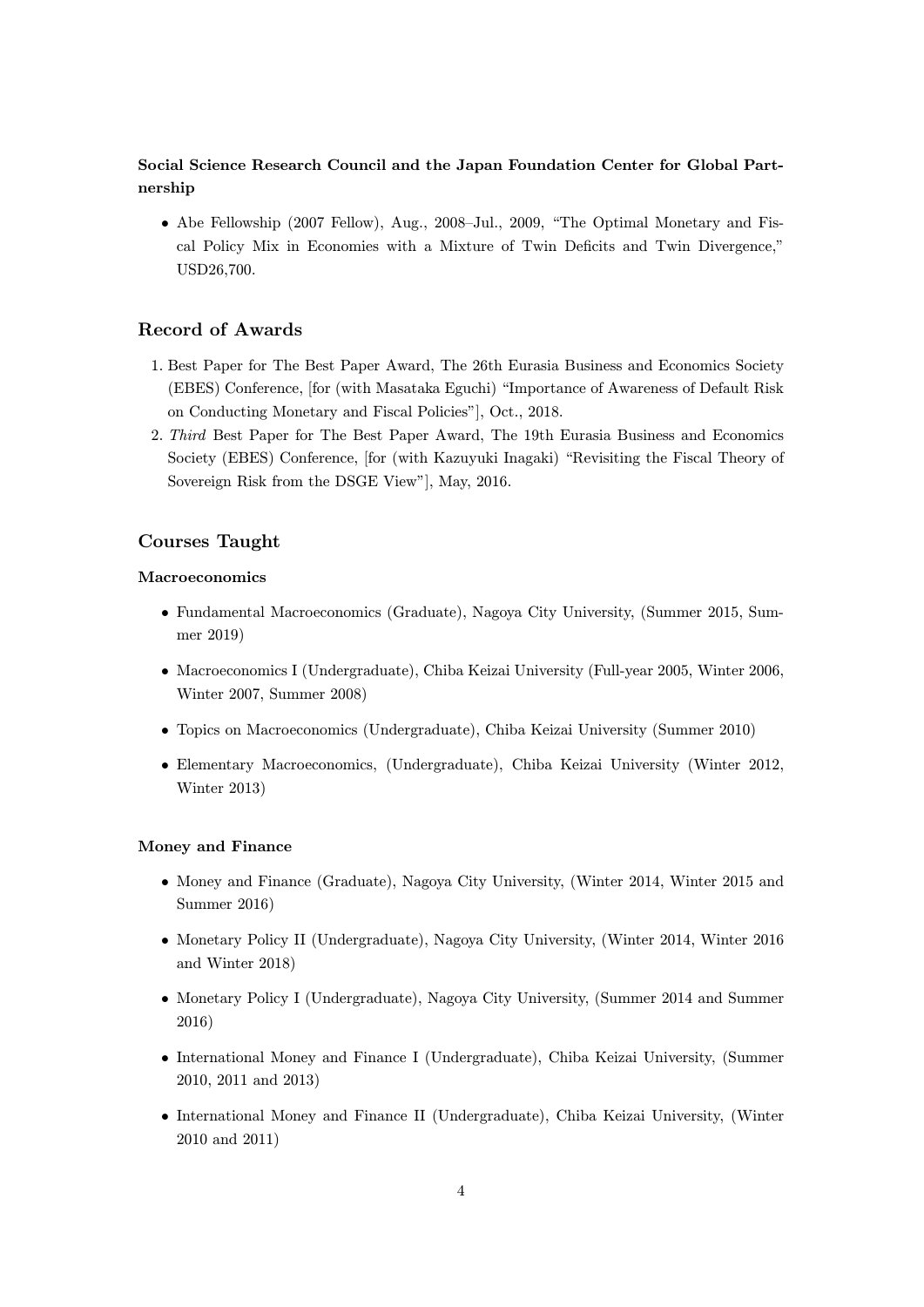**Social Science Research Council and the Japan Foundation Center for Global Partnership**

- Abe Fellowship (2007 Fellow), Aug., 2008–Jul., 2009, “The Optimal Monetary and Fiscal Policy Mix in Economies with a Mixture of Twin Deficits and Twin Divergence,” USD26,700.

## Record of Awards

1. Best Paper for The Best Paper Award, The 26th Eurasia Business and Economics Society (EBES) Conference, [for (with Masataka Eguchi) “Importance of Awareness of Default Risk on Conducting Monetary and Fiscal Policies”], Oct., 2018.
2. *Third* Best Paper for The Best Paper Award, The 19th Eurasia Business and Economics Society (EBES) Conference, [for (with Kazuyuki Inagaki) “Revisiting the Fiscal Theory of Sovereign Risk from the DSGE View”], May, 2016.

## Courses Taught

**Macroeconomics**

- Fundamental Macroeconomics (Graduate), Nagoya City University, (Summer 2015, Summer 2019)
- Macroeconomics I (Undergraduate), Chiba Keizai University (Full-year 2005, Winter 2006, Winter 2007, Summer 2008)
- Topics on Macroeconomics (Undergraduate), Chiba Keizai University (Summer 2010)
- Elementary Macroeconomics, (Undergraduate), Chiba Keizai University (Winter 2012, Winter 2013)

**Money and Finance**

- Money and Finance (Graduate), Nagoya City University, (Winter 2014, Winter 2015 and Summer 2016)
- Monetary Policy II (Undergraduate), Nagoya City University, (Winter 2014, Winter 2016 and Winter 2018)
- Monetary Policy I (Undergraduate), Nagoya City University, (Summer 2014 and Summer 2016)
- International Money and Finance I (Undergraduate), Chiba Keizai University, (Summer 2010, 2011 and 2013)
- International Money and Finance II (Undergraduate), Chiba Keizai University, (Winter 2010 and 2011)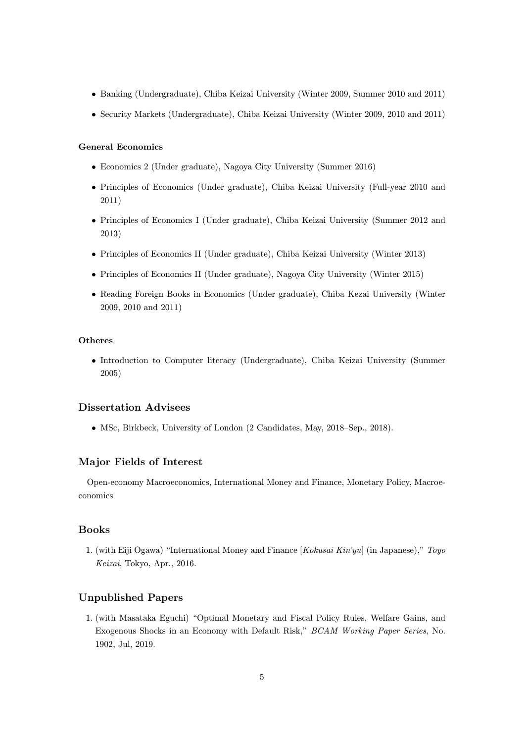- Banking (Undergraduate), Chiba Keizai University (Winter 2009, Summer 2010 and 2011)
- Security Markets (Undergraduate), Chiba Keizai University (Winter 2009, 2010 and 2011)

#### General Economics

- Economics 2 (Under graduate), Nagoya City University (Summer 2016)
- Principles of Economics (Under graduate), Chiba Keizai University (Full-year 2010 and 2011)
- Principles of Economics I (Under graduate), Chiba Keizai University (Summer 2012 and 2013)
- Principles of Economics II (Under graduate), Chiba Keizai University (Winter 2013)
- Principles of Economics II (Under graduate), Nagoya City University (Winter 2015)
- Reading Foreign Books in Economics (Under graduate), Chiba Kezai University (Winter 2009, 2010 and 2011)

#### Otheres

- Introduction to Computer literacy (Undergraduate), Chiba Keizai University (Summer 2005)

### Dissertation Advisees

- MSc, Birkbeck, University of London (2 Candidates, May, 2018–Sep., 2018).

### Major Fields of Interest

Open-economy Macroeconomics, International Money and Finance, Monetary Policy, Macroeconomics

### Books

1. (with Eiji Ogawa) "International Money and Finance [*Kokusai Kin'yu*] (in Japanese)," *Toyo Keizai*, Tokyo, Apr., 2016.

### Unpublished Papers

1. (with Masataka Eguchi) "Optimal Monetary and Fiscal Policy Rules, Welfare Gains, and Exogenous Shocks in an Economy with Default Risk," *BCAM Working Paper Series*, No. 1902, Jul, 2019.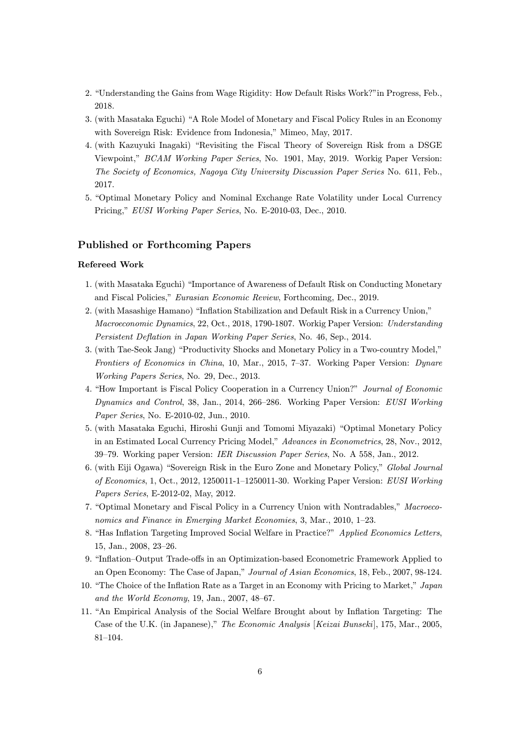2. "Understanding the Gains from Wage Rigidity: How Default Risks Work?"in Progress, Feb., 2018.
3. (with Masataka Eguchi) "A Role Model of Monetary and Fiscal Policy Rules in an Economy with Sovereign Risk: Evidence from Indonesia," Mimeo, May, 2017.
4. (with Kazuyuki Inagaki) "Revisiting the Fiscal Theory of Sovereign Risk from a DSGE Viewpoint," *BCAM Working Paper Series*, No. 1901, May, 2019. Workig Paper Version: *The Society of Economics, Nagoya City University Discussion Paper Series* No. 611, Feb., 2017.
5. "Optimal Monetary Policy and Nominal Exchange Rate Volatility under Local Currency Pricing," *EUSI Working Paper Series*, No. E-2010-03, Dec., 2010.

## Published or Forthcoming Papers

### Refereed Work

1. (with Masataka Eguchi) "Importance of Awareness of Default Risk on Conducting Monetary and Fiscal Policies," *Eurasian Economic Review*, Forthcoming, Dec., 2019.
2. (with Masashige Hamano) "Inflation Stabilization and Default Risk in a Currency Union," *Macroeconomic Dynamics*, 22, Oct., 2018, 1790-1807. Workig Paper Version: *Understanding Persistent Deflation in Japan Working Paper Series*, No. 46, Sep., 2014.
3. (with Tae-Seok Jang) "Productivity Shocks and Monetary Policy in a Two-country Model," *Frontiers of Economics in China*, 10, Mar., 2015, 7–37. Working Paper Version: *Dynare Working Papers Series*, No. 29, Dec., 2013.
4. "How Important is Fiscal Policy Cooperation in a Currency Union?" *Journal of Economic Dynamics and Control*, 38, Jan., 2014, 266–286. Working Paper Version: *EUSI Working Paper Series*, No. E-2010-02, Jun., 2010.
5. (with Masataka Eguchi, Hiroshi Gunji and Tomomi Miyazaki) "Optimal Monetary Policy in an Estimated Local Currency Pricing Model," *Advances in Econometrics*, 28, Nov., 2012, 39–79. Working paper Version: *IER Discussion Paper Series*, No. A 558, Jan., 2012.
6. (with Eiji Ogawa) "Sovereign Risk in the Euro Zone and Monetary Policy," *Global Journal of Economics*, 1, Oct., 2012, 1250011-1–1250011-30. Working Paper Version: *EUSI Working Papers Series*, E-2012-02, May, 2012.
7. "Optimal Monetary and Fiscal Policy in a Currency Union with Nontradables," *Macroeconomics and Finance in Emerging Market Economies*, 3, Mar., 2010, 1–23.
8. "Has Inflation Targeting Improved Social Welfare in Practice?" *Applied Economics Letters*, 15, Jan., 2008, 23–26.
9. "Inflation–Output Trade-offs in an Optimization-based Econometric Framework Applied to an Open Economy: The Case of Japan," *Journal of Asian Economics*, 18, Feb., 2007, 98-124.
10. "The Choice of the Inflation Rate as a Target in an Economy with Pricing to Market," *Japan and the World Economy*, 19, Jan., 2007, 48–67.
11. "An Empirical Analysis of the Social Welfare Brought about by Inflation Targeting: The Case of the U.K. (in Japanese)," *The Economic Analysis* [*Keizai Bunseki*], 175, Mar., 2005, 81–104.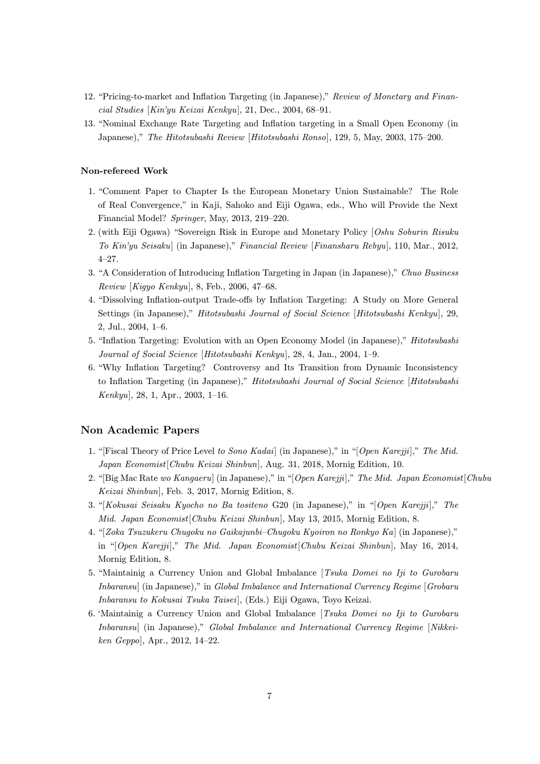12. "Pricing-to-market and Inflation Targeting (in Japanese)," *Review of Monetary and Financial Studies* [*Kin'yu Keizai Kenkyu*], 21, Dec., 2004, 68–91.
13. "Nominal Exchange Rate Targeting and Inflation targeting in a Small Open Economy (in Japanese)," *The Hitotsubashi Review* [*Hitotsubashi Ronso*], 129, 5, May, 2003, 175–200.

**Non-refereed Work**

1. "Comment Paper to Chapter Is the European Monetary Union Sustainable? The Role of Real Convergence," in Kaji, Sahoko and Eiji Ogawa, eds., Who will Provide the Next Financial Model? *Springer*, May, 2013, 219–220.
2. (with Eiji Ogawa) "Sovereign Risk in Europe and Monetary Policy [*Oshu Soburin Risuku To Kin'yu Seisaku*] (in Japanese)," *Financial Review* [*Finansharu Rebyu*], 110, Mar., 2012, 4–27.
3. "A Consideration of Introducing Inflation Targeting in Japan (in Japanese)," *Chuo Business Review* [*Kigyo Kenkyu*], 8, Feb., 2006, 47–68.
4. "Dissolving Inflation-output Trade-offs by Inflation Targeting: A Study on More General Settings (in Japanese)," *Hitotsubashi Journal of Social Science* [*Hitotsubashi Kenkyu*], 29, 2, Jul., 2004, 1–6.
5. "Inflation Targeting: Evolution with an Open Economy Model (in Japanese)," *Hitotsubashi Journal of Social Science* [*Hitotsubashi Kenkyu*], 28, 4, Jan., 2004, 1–9.
6. "Why Inflation Targeting? Controversy and Its Transition from Dynamic Inconsistency to Inflation Targeting (in Japanese)," *Hitotsubashi Journal of Social Science* [*Hitotsubashi Kenkyu*], 28, 1, Apr., 2003, 1–16.

## Non Academic Papers

1. "[Fiscal Theory of Price Level *to Sono Kadai*] (in Japanese)," in "[*Open Karejji*]," *The Mid. Japan Economist*[*Chubu Keizai Shinbun*], Aug. 31, 2018, Mornig Edition, 10.
2. "[Big Mac Rate *wo Kangaeru*] (in Japanese)," in "[*Open Karejji*]," *The Mid. Japan Economist*[*Chubu Keizai Shinbun*], Feb. 3, 2017, Mornig Edition, 8.
3. "[*Kokusai Seisaku Kyocho no Ba tositeno* G20 (in Japanese)," in "[*Open Karejji*]," *The Mid. Japan Economist*[*Chubu Keizai Shinbun*], May 13, 2015, Mornig Edition, 8.
4. "[*Zoka Tsuzukeru Chugoku no Gaikajunbi–Chugoku Kyoiron no Ronkyo Ka*] (in Japanese)," in "[*Open Karejji*]," *The Mid. Japan Economist*[*Chubu Keizai Shinbun*], May 16, 2014, Mornig Edition, 8.
5. "Maintainig a Currency Union and Global Imbalance [*Tsuka Domei no Iji to Gurobaru Inbaransu*] (in Japanese)," in *Global Imbalance and International Currency Regime* [*Grobaru Inbaransu to Kokusai Tsuka Taisei*], (Eds.) Eiji Ogawa, Toyo Keizai.
6. 'Maintainig a Currency Union and Global Imbalance [*Tsuka Domei no Iji to Gurobaru Inbaransu*] (in Japanese)," *Global Imbalance and International Currency Regime* [*Nikkei-ken Geppo*], Apr., 2012, 14–22.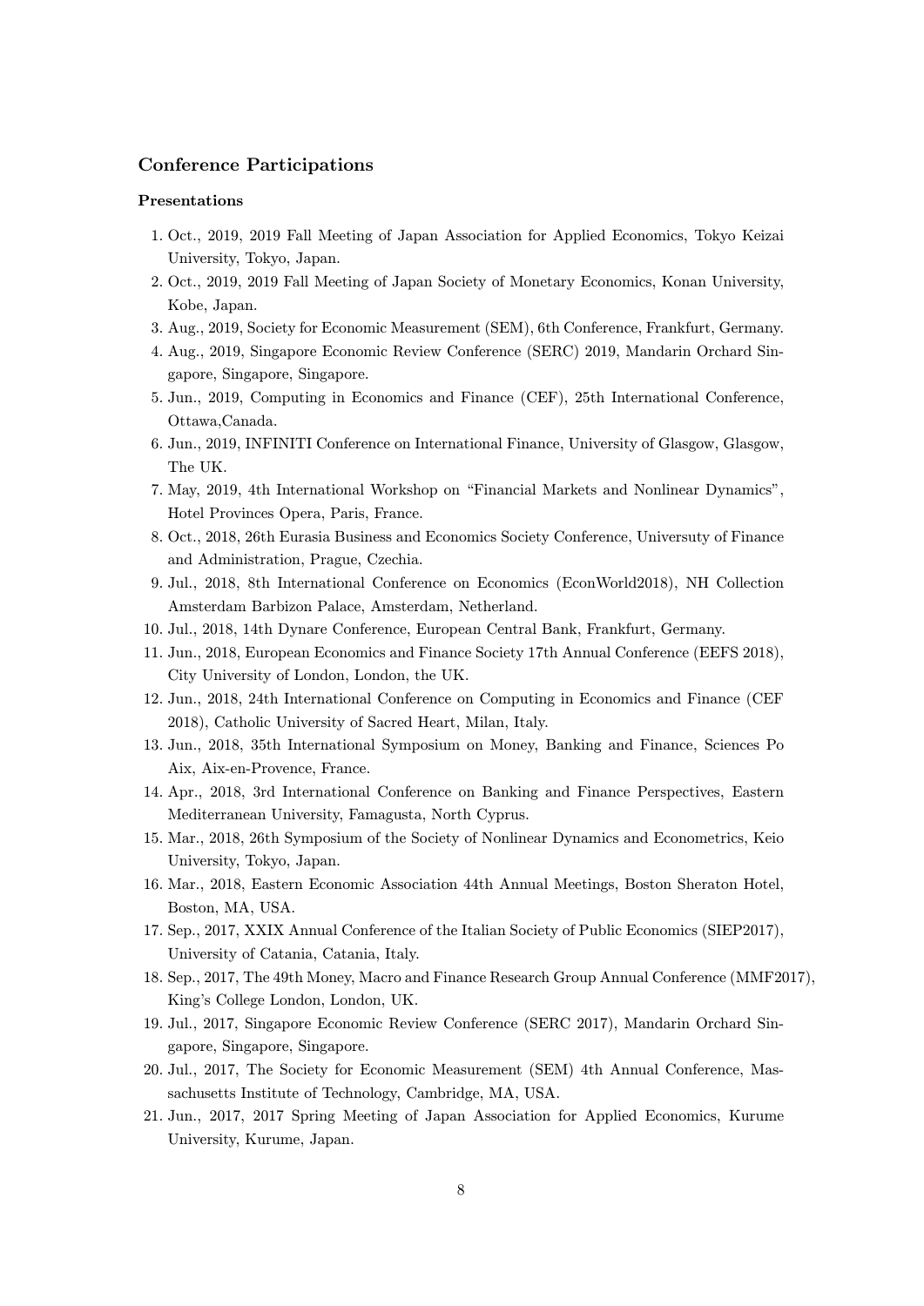## Conference Participations

### Presentations

1. Oct., 2019, 2019 Fall Meeting of Japan Association for Applied Economics, Tokyo Keizai University, Tokyo, Japan.
2. Oct., 2019, 2019 Fall Meeting of Japan Society of Monetary Economics, Konan University, Kobe, Japan.
3. Aug., 2019, Society for Economic Measurement (SEM), 6th Conference, Frankfurt, Germany.
4. Aug., 2019, Singapore Economic Review Conference (SERC) 2019, Mandarin Orchard Singapore, Singapore, Singapore.
5. Jun., 2019, Computing in Economics and Finance (CEF), 25th International Conference, Ottawa,Canada.
6. Jun., 2019, INFINITI Conference on International Finance, University of Glasgow, Glasgow, The UK.
7. May, 2019, 4th International Workshop on "Financial Markets and Nonlinear Dynamics", Hotel Provinces Opera, Paris, France.
8. Oct., 2018, 26th Eurasia Business and Economics Society Conference, Universuty of Finance and Administration, Prague, Czechia.
9. Jul., 2018, 8th International Conference on Economics (EconWorld2018), NH Collection Amsterdam Barbizon Palace, Amsterdam, Netherland.
10. Jul., 2018, 14th Dynare Conference, European Central Bank, Frankfurt, Germany.
11. Jun., 2018, European Economics and Finance Society 17th Annual Conference (EEFS 2018), City University of London, London, the UK.
12. Jun., 2018, 24th International Conference on Computing in Economics and Finance (CEF 2018), Catholic University of Sacred Heart, Milan, Italy.
13. Jun., 2018, 35th International Symposium on Money, Banking and Finance, Sciences Po Aix, Aix-en-Provence, France.
14. Apr., 2018, 3rd International Conference on Banking and Finance Perspectives, Eastern Mediterranean University, Famagusta, North Cyprus.
15. Mar., 2018, 26th Symposium of the Society of Nonlinear Dynamics and Econometrics, Keio University, Tokyo, Japan.
16. Mar., 2018, Eastern Economic Association 44th Annual Meetings, Boston Sheraton Hotel, Boston, MA, USA.
17. Sep., 2017, XXIX Annual Conference of the Italian Society of Public Economics (SIEP2017), University of Catania, Catania, Italy.
18. Sep., 2017, The 49th Money, Macro and Finance Research Group Annual Conference (MMF2017), King's College London, London, UK.
19. Jul., 2017, Singapore Economic Review Conference (SERC 2017), Mandarin Orchard Singapore, Singapore, Singapore.
20. Jul., 2017, The Society for Economic Measurement (SEM) 4th Annual Conference, Massachusetts Institute of Technology, Cambridge, MA, USA.
21. Jun., 2017, 2017 Spring Meeting of Japan Association for Applied Economics, Kurume University, Kurume, Japan.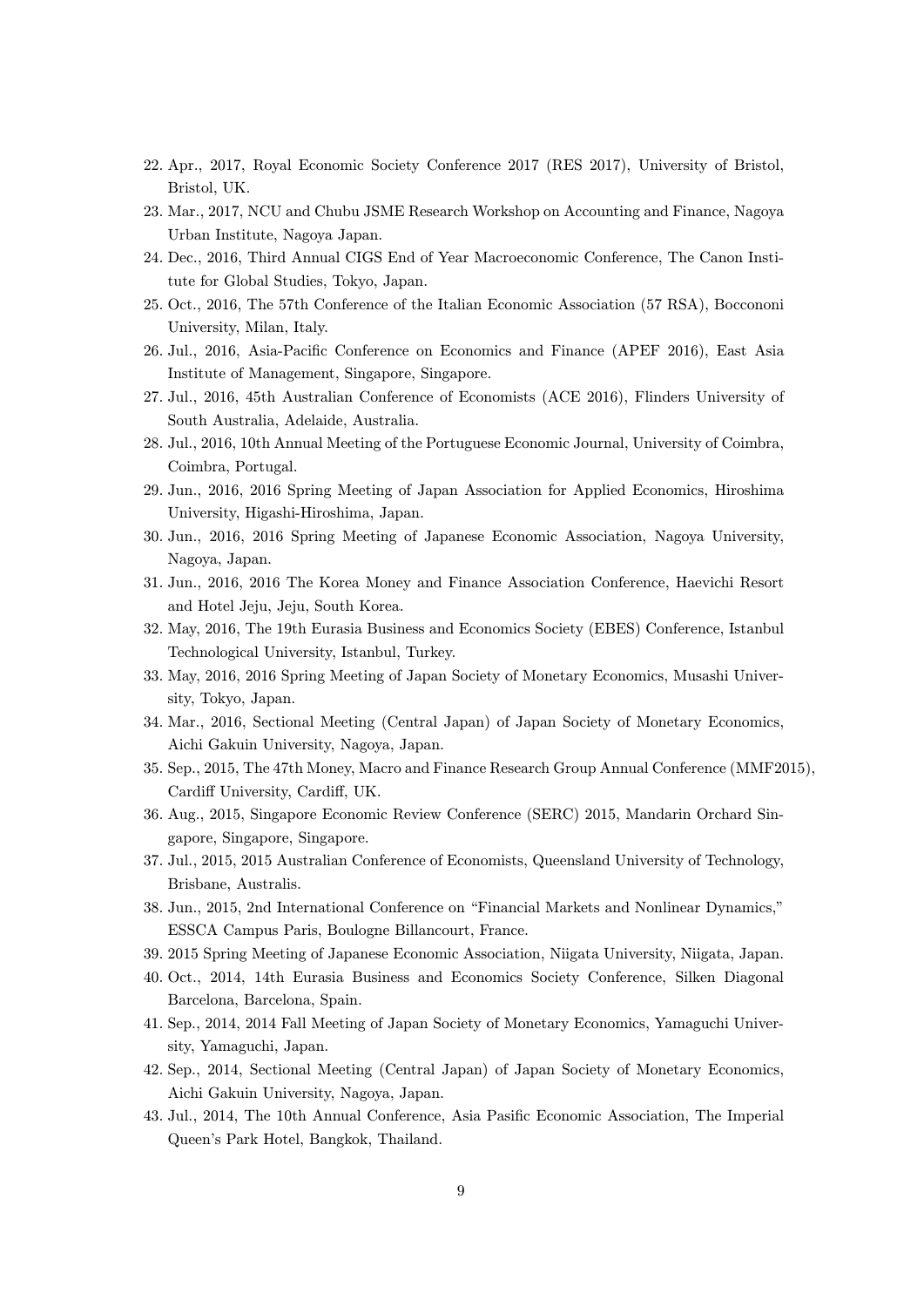22. Apr., 2017, Royal Economic Society Conference 2017 (RES 2017), University of Bristol, Bristol, UK.
23. Mar., 2017, NCU and Chubu JSME Research Workshop on Accounting and Finance, Nagoya Urban Institute, Nagoya Japan.
24. Dec., 2016, Third Annual CIGS End of Year Macroeconomic Conference, The Canon Institute for Global Studies, Tokyo, Japan.
25. Oct., 2016, The 57th Conference of the Italian Economic Association (57 RSA), Boccononi University, Milan, Italy.
26. Jul., 2016, Asia-Pacific Conference on Economics and Finance (APEF 2016), East Asia Institute of Management, Singapore, Singapore.
27. Jul., 2016, 45th Australian Conference of Economists (ACE 2016), Flinders University of South Australia, Adelaide, Australia.
28. Jul., 2016, 10th Annual Meeting of the Portuguese Economic Journal, University of Coimbra, Coimbra, Portugal.
29. Jun., 2016, 2016 Spring Meeting of Japan Association for Applied Economics, Hiroshima University, Higashi-Hiroshima, Japan.
30. Jun., 2016, 2016 Spring Meeting of Japanese Economic Association, Nagoya University, Nagoya, Japan.
31. Jun., 2016, 2016 The Korea Money and Finance Association Conference, Haevichi Resort and Hotel Jeju, Jeju, South Korea.
32. May, 2016, The 19th Eurasia Business and Economics Society (EBES) Conference, Istanbul Technological University, Istanbul, Turkey.
33. May, 2016, 2016 Spring Meeting of Japan Society of Monetary Economics, Musashi University, Tokyo, Japan.
34. Mar., 2016, Sectional Meeting (Central Japan) of Japan Society of Monetary Economics, Aichi Gakuin University, Nagoya, Japan.
35. Sep., 2015, The 47th Money, Macro and Finance Research Group Annual Conference (MMF2015), Cardiff University, Cardiff, UK.
36. Aug., 2015, Singapore Economic Review Conference (SERC) 2015, Mandarin Orchard Singapore, Singapore, Singapore.
37. Jul., 2015, 2015 Australian Conference of Economists, Queensland University of Technology, Brisbane, Australis.
38. Jun., 2015, 2nd International Conference on "Financial Markets and Nonlinear Dynamics," ESSCA Campus Paris, Boulogne Billancourt, France.
39. 2015 Spring Meeting of Japanese Economic Association, Niigata University, Niigata, Japan.
40. Oct., 2014, 14th Eurasia Business and Economics Society Conference, Silken Diagonal Barcelona, Barcelona, Spain.
41. Sep., 2014, 2014 Fall Meeting of Japan Society of Monetary Economics, Yamaguchi University, Yamaguchi, Japan.
42. Sep., 2014, Sectional Meeting (Central Japan) of Japan Society of Monetary Economics, Aichi Gakuin University, Nagoya, Japan.
43. Jul., 2014, The 10th Annual Conference, Asia Pasific Economic Association, The Imperial Queen's Park Hotel, Bangkok, Thailand.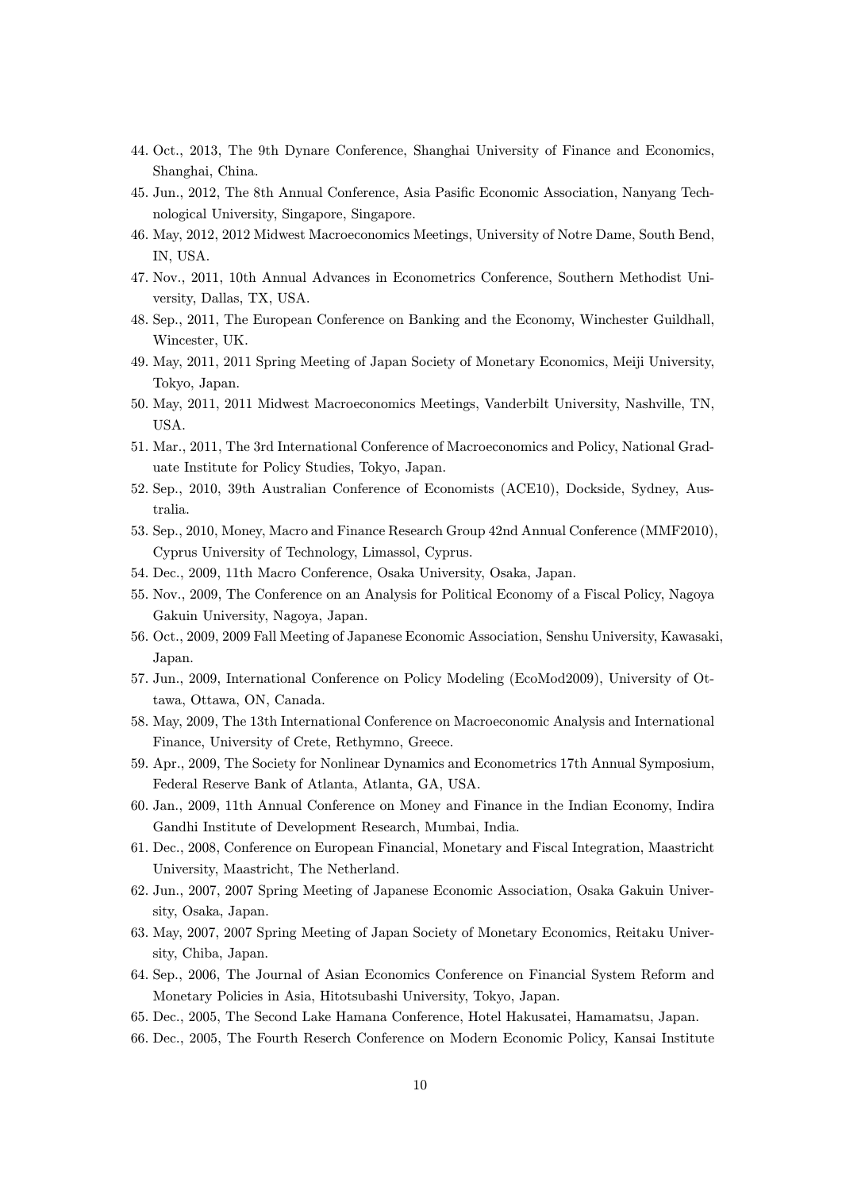44. Oct., 2013, The 9th Dynare Conference, Shanghai University of Finance and Economics, Shanghai, China.
45. Jun., 2012, The 8th Annual Conference, Asia Pasific Economic Association, Nanyang Technological University, Singapore, Singapore.
46. May, 2012, 2012 Midwest Macroeconomics Meetings, University of Notre Dame, South Bend, IN, USA.
47. Nov., 2011, 10th Annual Advances in Econometrics Conference, Southern Methodist University, Dallas, TX, USA.
48. Sep., 2011, The European Conference on Banking and the Economy, Winchester Guildhall, Wincester, UK.
49. May, 2011, 2011 Spring Meeting of Japan Society of Monetary Economics, Meiji University, Tokyo, Japan.
50. May, 2011, 2011 Midwest Macroeconomics Meetings, Vanderbilt University, Nashville, TN, USA.
51. Mar., 2011, The 3rd International Conference of Macroeconomics and Policy, National Graduate Institute for Policy Studies, Tokyo, Japan.
52. Sep., 2010, 39th Australian Conference of Economists (ACE10), Dockside, Sydney, Australia.
53. Sep., 2010, Money, Macro and Finance Research Group 42nd Annual Conference (MMF2010), Cyprus University of Technology, Limassol, Cyprus.
54. Dec., 2009, 11th Macro Conference, Osaka University, Osaka, Japan.
55. Nov., 2009, The Conference on an Analysis for Political Economy of a Fiscal Policy, Nagoya Gakuin University, Nagoya, Japan.
56. Oct., 2009, 2009 Fall Meeting of Japanese Economic Association, Senshu University, Kawasaki, Japan.
57. Jun., 2009, International Conference on Policy Modeling (EcoMod2009), University of Ottawa, Ottawa, ON, Canada.
58. May, 2009, The 13th International Conference on Macroeconomic Analysis and International Finance, University of Crete, Rethymno, Greece.
59. Apr., 2009, The Society for Nonlinear Dynamics and Econometrics 17th Annual Symposium, Federal Reserve Bank of Atlanta, Atlanta, GA, USA.
60. Jan., 2009, 11th Annual Conference on Money and Finance in the Indian Economy, Indira Gandhi Institute of Development Research, Mumbai, India.
61. Dec., 2008, Conference on European Financial, Monetary and Fiscal Integration, Maastricht University, Maastricht, The Netherland.
62. Jun., 2007, 2007 Spring Meeting of Japanese Economic Association, Osaka Gakuin University, Osaka, Japan.
63. May, 2007, 2007 Spring Meeting of Japan Society of Monetary Economics, Reitaku University, Chiba, Japan.
64. Sep., 2006, The Journal of Asian Economics Conference on Financial System Reform and Monetary Policies in Asia, Hitotsubashi University, Tokyo, Japan.
65. Dec., 2005, The Second Lake Hamana Conference, Hotel Hakusatei, Hamamatsu, Japan.
66. Dec., 2005, The Fourth Reserch Conference on Modern Economic Policy, Kansai Institute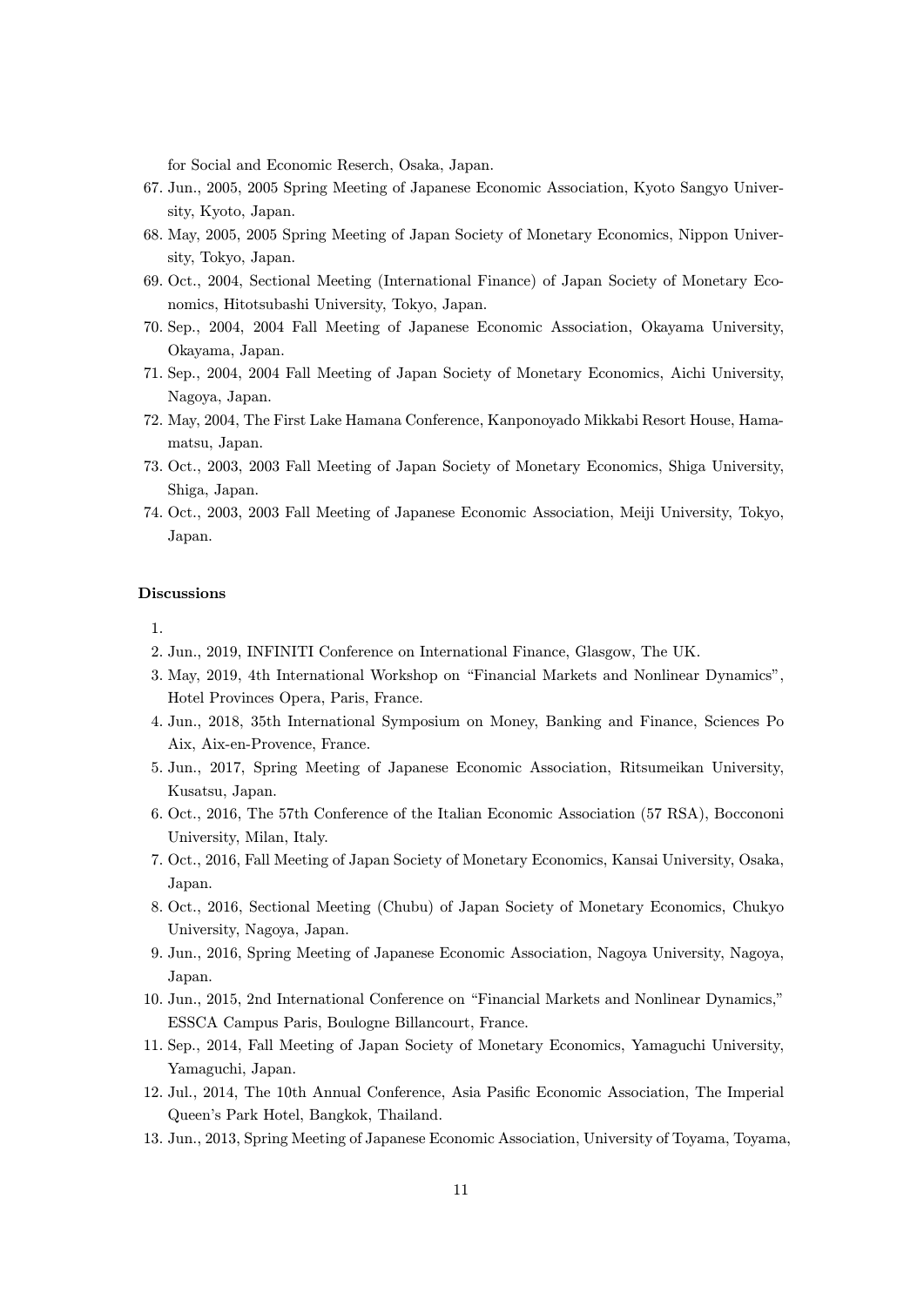for Social and Economic Reserch, Osaka, Japan.

67. Jun., 2005, 2005 Spring Meeting of Japanese Economic Association, Kyoto Sangyo University, Kyoto, Japan.
68. May, 2005, 2005 Spring Meeting of Japan Society of Monetary Economics, Nippon University, Tokyo, Japan.
69. Oct., 2004, Sectional Meeting (International Finance) of Japan Society of Monetary Economics, Hitotsubashi University, Tokyo, Japan.
70. Sep., 2004, 2004 Fall Meeting of Japanese Economic Association, Okayama University, Okayama, Japan.
71. Sep., 2004, 2004 Fall Meeting of Japan Society of Monetary Economics, Aichi University, Nagoya, Japan.
72. May, 2004, The First Lake Hamana Conference, Kanponoyado Mikkabi Resort House, Hamamatsu, Japan.
73. Oct., 2003, 2003 Fall Meeting of Japan Society of Monetary Economics, Shiga University, Shiga, Japan.
74. Oct., 2003, 2003 Fall Meeting of Japanese Economic Association, Meiji University, Tokyo, Japan.

**Discussions**

1.
2. Jun., 2019, INFINITI Conference on International Finance, Glasgow, The UK.
3. May, 2019, 4th International Workshop on "Financial Markets and Nonlinear Dynamics", Hotel Provinces Opera, Paris, France.
4. Jun., 2018, 35th International Symposium on Money, Banking and Finance, Sciences Po Aix, Aix-en-Provence, France.
5. Jun., 2017, Spring Meeting of Japanese Economic Association, Ritsumeikan University, Kusatsu, Japan.
6. Oct., 2016, The 57th Conference of the Italian Economic Association (57 RSA), Boccononi University, Milan, Italy.
7. Oct., 2016, Fall Meeting of Japan Society of Monetary Economics, Kansai University, Osaka, Japan.
8. Oct., 2016, Sectional Meeting (Chubu) of Japan Society of Monetary Economics, Chukyo University, Nagoya, Japan.
9. Jun., 2016, Spring Meeting of Japanese Economic Association, Nagoya University, Nagoya, Japan.
10. Jun., 2015, 2nd International Conference on "Financial Markets and Nonlinear Dynamics," ESSCA Campus Paris, Boulogne Billancourt, France.
11. Sep., 2014, Fall Meeting of Japan Society of Monetary Economics, Yamaguchi University, Yamaguchi, Japan.
12. Jul., 2014, The 10th Annual Conference, Asia Pasific Economic Association, The Imperial Queen's Park Hotel, Bangkok, Thailand.
13. Jun., 2013, Spring Meeting of Japanese Economic Association, University of Toyama, Toyama,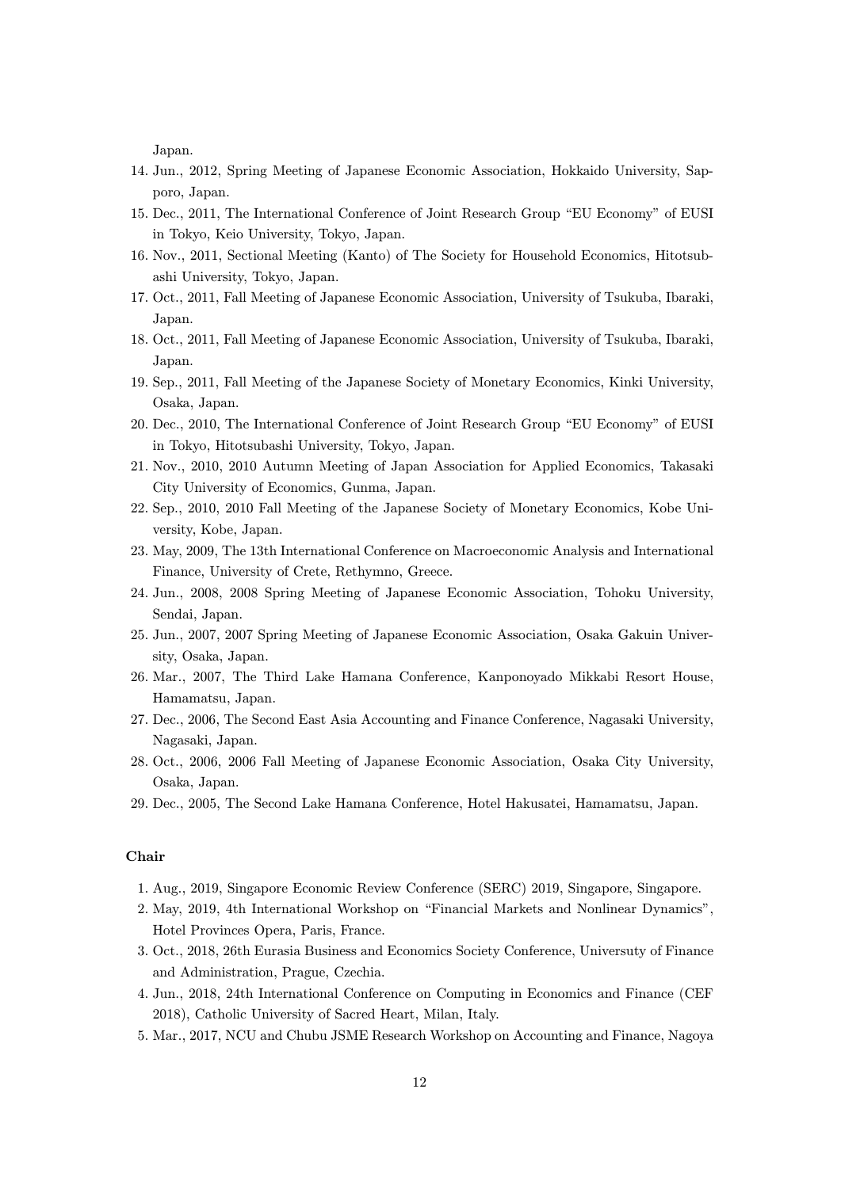Japan.

14. Jun., 2012, Spring Meeting of Japanese Economic Association, Hokkaido University, Sapporo, Japan.
15. Dec., 2011, The International Conference of Joint Research Group "EU Economy" of EUSI in Tokyo, Keio University, Tokyo, Japan.
16. Nov., 2011, Sectional Meeting (Kanto) of The Society for Household Economics, Hitotsubashi University, Tokyo, Japan.
17. Oct., 2011, Fall Meeting of Japanese Economic Association, University of Tsukuba, Ibaraki, Japan.
18. Oct., 2011, Fall Meeting of Japanese Economic Association, University of Tsukuba, Ibaraki, Japan.
19. Sep., 2011, Fall Meeting of the Japanese Society of Monetary Economics, Kinki University, Osaka, Japan.
20. Dec., 2010, The International Conference of Joint Research Group "EU Economy" of EUSI in Tokyo, Hitotsubashi University, Tokyo, Japan.
21. Nov., 2010, 2010 Autumn Meeting of Japan Association for Applied Economics, Takasaki City University of Economics, Gunma, Japan.
22. Sep., 2010, 2010 Fall Meeting of the Japanese Society of Monetary Economics, Kobe University, Kobe, Japan.
23. May, 2009, The 13th International Conference on Macroeconomic Analysis and International Finance, University of Crete, Rethymno, Greece.
24. Jun., 2008, 2008 Spring Meeting of Japanese Economic Association, Tohoku University, Sendai, Japan.
25. Jun., 2007, 2007 Spring Meeting of Japanese Economic Association, Osaka Gakuin University, Osaka, Japan.
26. Mar., 2007, The Third Lake Hamana Conference, Kanponoyado Mikkabi Resort House, Hamamatsu, Japan.
27. Dec., 2006, The Second East Asia Accounting and Finance Conference, Nagasaki University, Nagasaki, Japan.
28. Oct., 2006, 2006 Fall Meeting of Japanese Economic Association, Osaka City University, Osaka, Japan.
29. Dec., 2005, The Second Lake Hamana Conference, Hotel Hakusatei, Hamamatsu, Japan.

**Chair**

1. Aug., 2019, Singapore Economic Review Conference (SERC) 2019, Singapore, Singapore.
2. May, 2019, 4th International Workshop on "Financial Markets and Nonlinear Dynamics", Hotel Provinces Opera, Paris, France.
3. Oct., 2018, 26th Eurasia Business and Economics Society Conference, Universuty of Finance and Administration, Prague, Czechia.
4. Jun., 2018, 24th International Conference on Computing in Economics and Finance (CEF 2018), Catholic University of Sacred Heart, Milan, Italy.
5. Mar., 2017, NCU and Chubu JSME Research Workshop on Accounting and Finance, Nagoya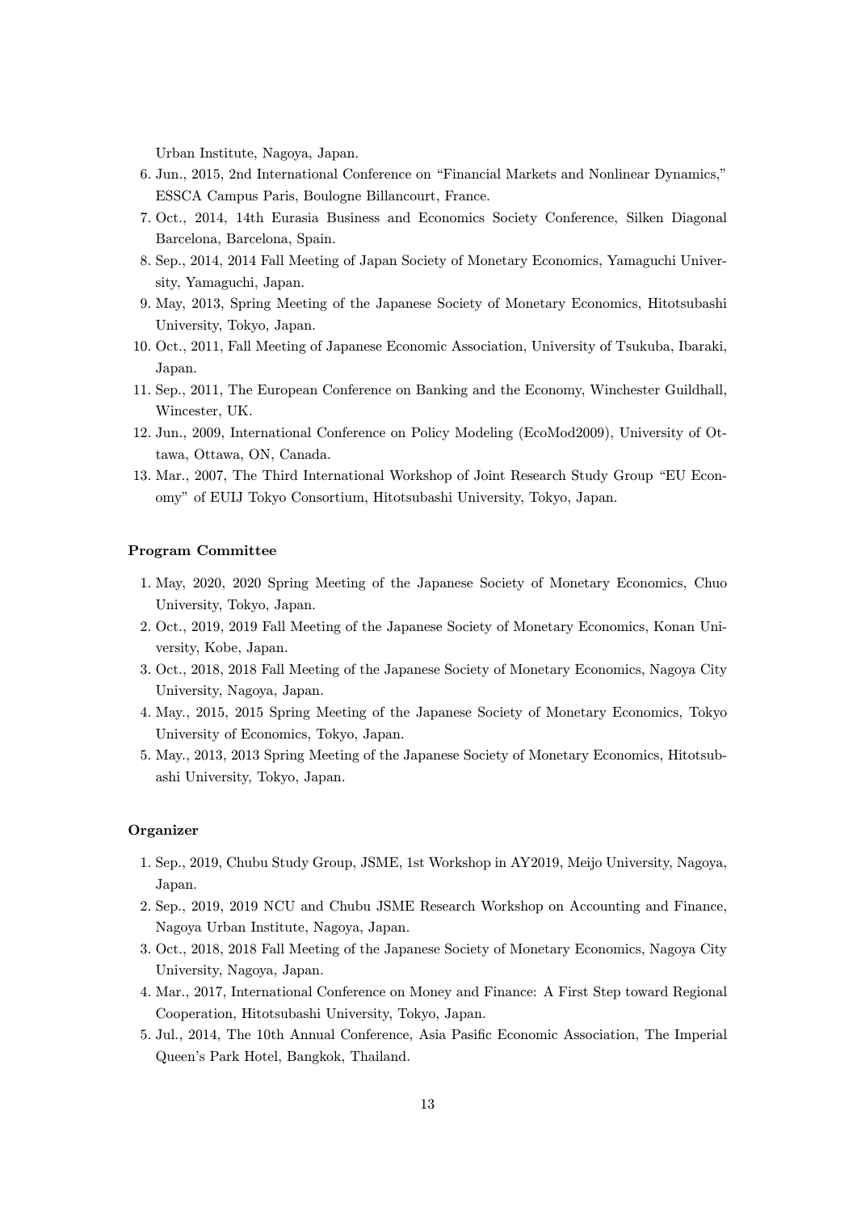Urban Institute, Nagoya, Japan.

6. Jun., 2015, 2nd International Conference on "Financial Markets and Nonlinear Dynamics," ESSCA Campus Paris, Boulogne Billancourt, France.
7. Oct., 2014, 14th Eurasia Business and Economics Society Conference, Silken Diagonal Barcelona, Barcelona, Spain.
8. Sep., 2014, 2014 Fall Meeting of Japan Society of Monetary Economics, Yamaguchi University, Yamaguchi, Japan.
9. May, 2013, Spring Meeting of the Japanese Society of Monetary Economics, Hitotsubashi University, Tokyo, Japan.
10. Oct., 2011, Fall Meeting of Japanese Economic Association, University of Tsukuba, Ibaraki, Japan.
11. Sep., 2011, The European Conference on Banking and the Economy, Winchester Guildhall, Wincester, UK.
12. Jun., 2009, International Conference on Policy Modeling (EcoMod2009), University of Ottawa, Ottawa, ON, Canada.
13. Mar., 2007, The Third International Workshop of Joint Research Study Group "EU Economy" of EUIJ Tokyo Consortium, Hitotsubashi University, Tokyo, Japan.

**Program Committee**

1. May, 2020, 2020 Spring Meeting of the Japanese Society of Monetary Economics, Chuo University, Tokyo, Japan.
2. Oct., 2019, 2019 Fall Meeting of the Japanese Society of Monetary Economics, Konan University, Kobe, Japan.
3. Oct., 2018, 2018 Fall Meeting of the Japanese Society of Monetary Economics, Nagoya City University, Nagoya, Japan.
4. May., 2015, 2015 Spring Meeting of the Japanese Society of Monetary Economics, Tokyo University of Economics, Tokyo, Japan.
5. May., 2013, 2013 Spring Meeting of the Japanese Society of Monetary Economics, Hitotsubashi University, Tokyo, Japan.

**Organizer**

1. Sep., 2019, Chubu Study Group, JSME, 1st Workshop in AY2019, Meijo University, Nagoya, Japan.
2. Sep., 2019, 2019 NCU and Chubu JSME Research Workshop on Accounting and Finance, Nagoya Urban Institute, Nagoya, Japan.
3. Oct., 2018, 2018 Fall Meeting of the Japanese Society of Monetary Economics, Nagoya City University, Nagoya, Japan.
4. Mar., 2017, International Conference on Money and Finance: A First Step toward Regional Cooperation, Hitotsubashi University, Tokyo, Japan.
5. Jul., 2014, The 10th Annual Conference, Asia Pasific Economic Association, The Imperial Queen's Park Hotel, Bangkok, Thailand.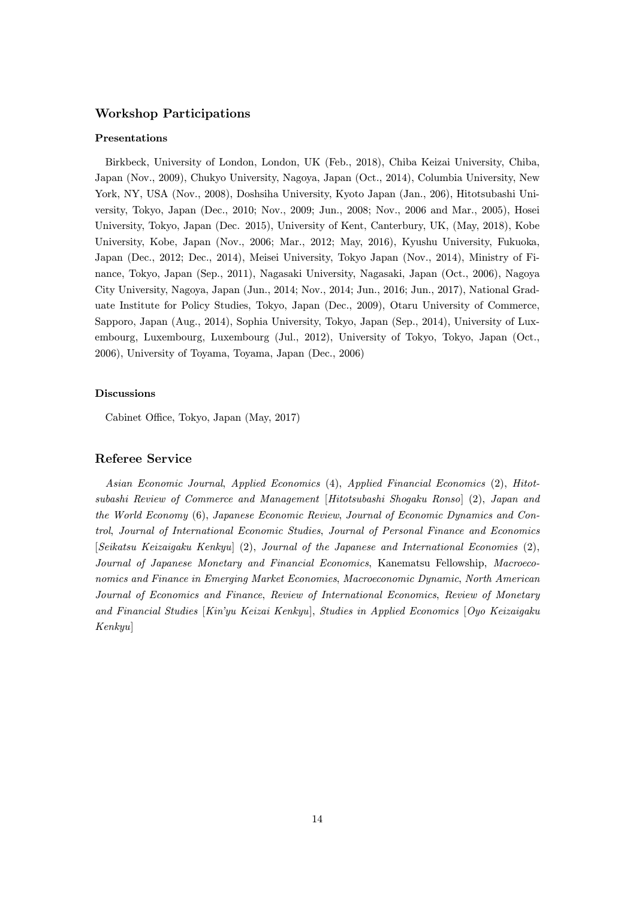## Workshop Participations

### Presentations

Birkbeck, University of London, London, UK (Feb., 2018), Chiba Keizai University, Chiba, Japan (Nov., 2009), Chukyo University, Nagoya, Japan (Oct., 2014), Columbia University, New York, NY, USA (Nov., 2008), Doshsiha University, Kyoto Japan (Jan., 206), Hitotsubashi University, Tokyo, Japan (Dec., 2010; Nov., 2009; Jun., 2008; Nov., 2006 and Mar., 2005), Hosei University, Tokyo, Japan (Dec. 2015), University of Kent, Canterbury, UK, (May, 2018), Kobe University, Kobe, Japan (Nov., 2006; Mar., 2012; May, 2016), Kyushu University, Fukuoka, Japan (Dec., 2012; Dec., 2014), Meisei University, Tokyo Japan (Nov., 2014), Ministry of Finance, Tokyo, Japan (Sep., 2011), Nagasaki University, Nagasaki, Japan (Oct., 2006), Nagoya City University, Nagoya, Japan (Jun., 2014; Nov., 2014; Jun., 2016; Jun., 2017), National Graduate Institute for Policy Studies, Tokyo, Japan (Dec., 2009), Otaru University of Commerce, Sapporo, Japan (Aug., 2014), Sophia University, Tokyo, Japan (Sep., 2014), University of Luxembourg, Luxembourg, Luxembourg (Jul., 2012), University of Tokyo, Tokyo, Japan (Oct., 2006), University of Toyama, Toyama, Japan (Dec., 2006)

### Discussions

Cabinet Office, Tokyo, Japan (May, 2017)

## Referee Service

*Asian Economic Journal*, *Applied Economics* (4), *Applied Financial Economics* (2), *Hitotsubashi Review of Commerce and Management* [*Hitotsubashi Shogaku Ronso*] (2), *Japan and the World Economy* (6), *Japanese Economic Review*, *Journal of Economic Dynamics and Control*, *Journal of International Economic Studies*, *Journal of Personal Finance and Economics* [*Seikatsu Keizaigaku Kenkyu*] (2), *Journal of the Japanese and International Economies* (2), *Journal of Japanese Monetary and Financial Economics*, Kanematsu Fellowship, *Macroeconomics and Finance in Emerging Market Economies*, *Macroeconomic Dynamic*, *North American Journal of Economics and Finance*, *Review of International Economics*, *Review of Monetary and Financial Studies* [*Kin'yu Keizai Kenkyu*], *Studies in Applied Economics* [*Oyo Keizaigaku Kenkyu*]